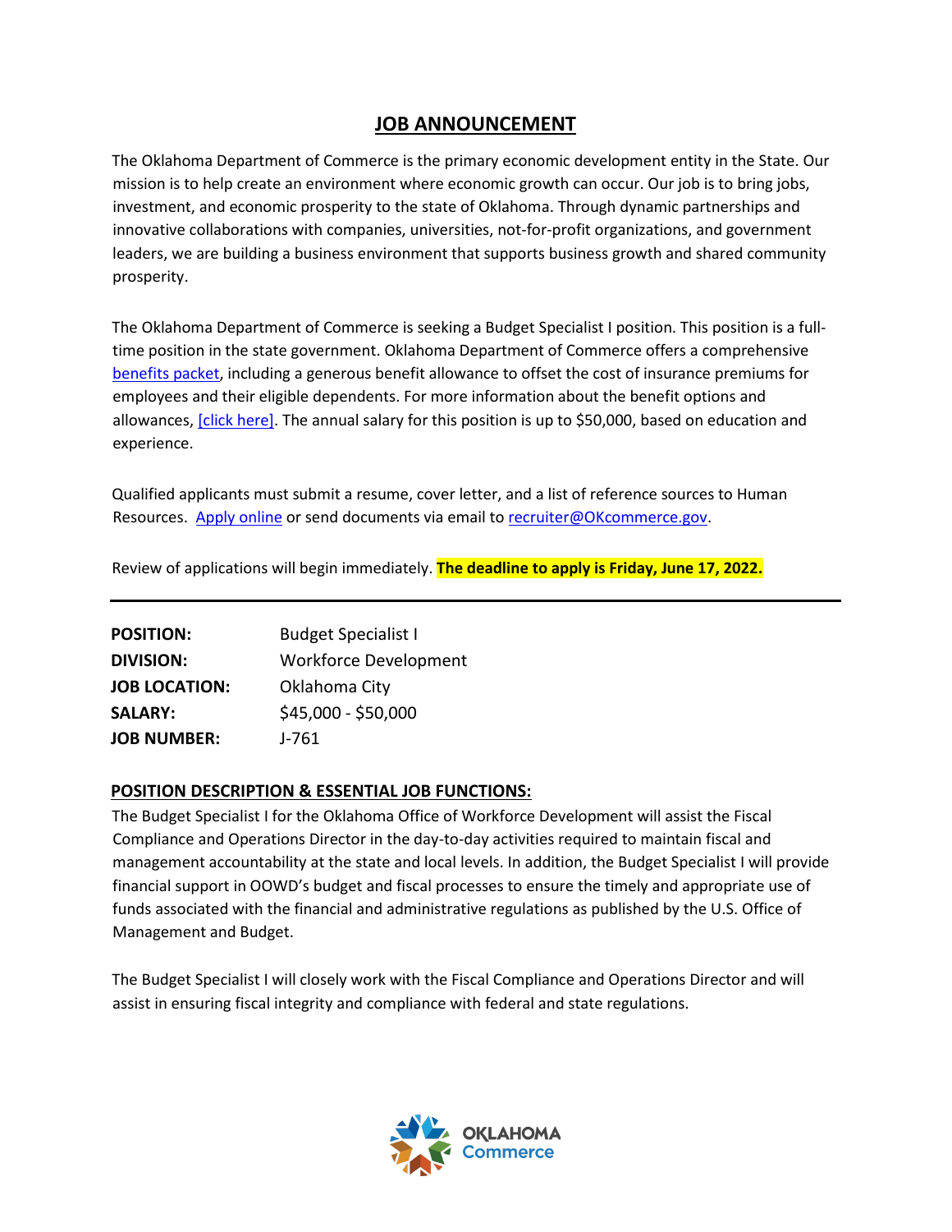# JOB ANNOUNCEMENT

The Oklahoma Department of Commerce is the primary economic development entity in the State. Our mission is to help create an environment where economic growth can occur. Our job is to bring jobs, investment, and economic prosperity to the state of Oklahoma. Through dynamic partnerships and innovative collaborations with companies, universities, not-for-profit organizations, and government leaders, we are building a business environment that supports business growth and shared community prosperity.

The Oklahoma Department of Commerce is seeking a Budget Specialist I position. This position is a full-time position in the state government. Oklahoma Department of Commerce offers a comprehensive benefits packet, including a generous benefit allowance to offset the cost of insurance premiums for employees and their eligible dependents. For more information about the benefit options and allowances, [click here]. The annual salary for this position is up to $50,000, based on education and experience.

Qualified applicants must submit a resume, cover letter, and a list of reference sources to Human Resources. Apply online or send documents via email to recruiter@OKcommerce.gov.

Review of applications will begin immediately. **The deadline to apply is Friday, June 17, 2022.**

---

| | |
|---|---|
| **POSITION:** | Budget Specialist I |
| **DIVISION:** | Workforce Development |
| **JOB LOCATION:** | Oklahoma City |
| **SALARY:** | $45,000 - $50,000 |
| **JOB NUMBER:** | J-761 |

## POSITION DESCRIPTION & ESSENTIAL JOB FUNCTIONS:

The Budget Specialist I for the Oklahoma Office of Workforce Development will assist the Fiscal Compliance and Operations Director in the day-to-day activities required to maintain fiscal and management accountability at the state and local levels. In addition, the Budget Specialist I will provide financial support in OOWD's budget and fiscal processes to ensure the timely and appropriate use of funds associated with the financial and administrative regulations as published by the U.S. Office of Management and Budget.

The Budget Specialist I will closely work with the Fiscal Compliance and Operations Director and will assist in ensuring fiscal integrity and compliance with federal and state regulations.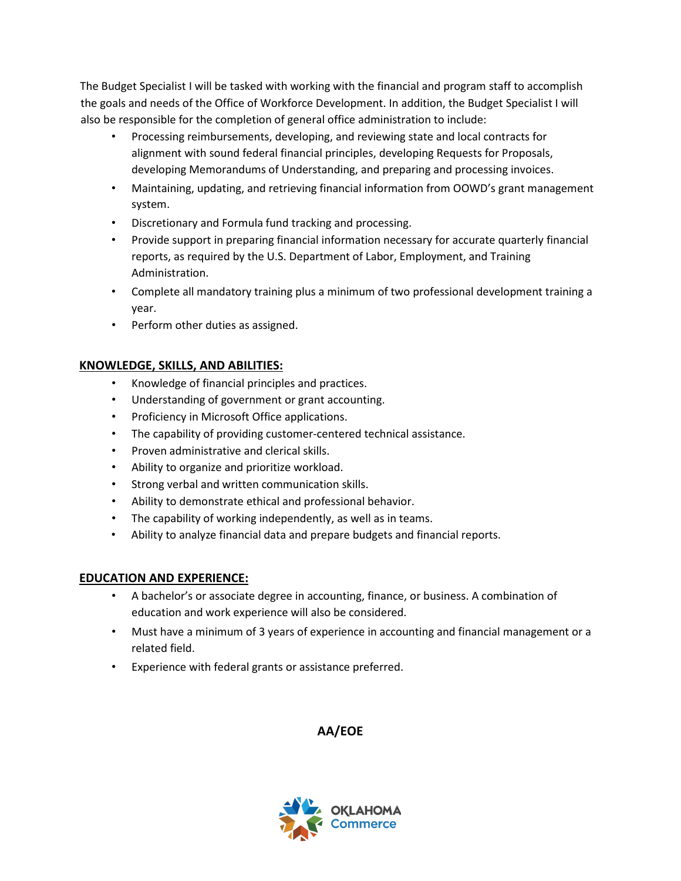The Budget Specialist I will be tasked with working with the financial and program staff to accomplish the goals and needs of the Office of Workforce Development. In addition, the Budget Specialist I will also be responsible for the completion of general office administration to include:

- Processing reimbursements, developing, and reviewing state and local contracts for alignment with sound federal financial principles, developing Requests for Proposals, developing Memorandums of Understanding, and preparing and processing invoices.
- Maintaining, updating, and retrieving financial information from OOWD's grant management system.
- Discretionary and Formula fund tracking and processing.
- Provide support in preparing financial information necessary for accurate quarterly financial reports, as required by the U.S. Department of Labor, Employment, and Training Administration.
- Complete all mandatory training plus a minimum of two professional development training a year.
- Perform other duties as assigned.

## KNOWLEDGE, SKILLS, AND ABILITIES:

- Knowledge of financial principles and practices.
- Understanding of government or grant accounting.
- Proficiency in Microsoft Office applications.
- The capability of providing customer-centered technical assistance.
- Proven administrative and clerical skills.
- Ability to organize and prioritize workload.
- Strong verbal and written communication skills.
- Ability to demonstrate ethical and professional behavior.
- The capability of working independently, as well as in teams.
- Ability to analyze financial data and prepare budgets and financial reports.

## EDUCATION AND EXPERIENCE:

- A bachelor's or associate degree in accounting, finance, or business. A combination of education and work experience will also be considered.
- Must have a minimum of 3 years of experience in accounting and financial management or a related field.
- Experience with federal grants or assistance preferred.

**AA/EOE**

OKLAHOMA Commerce